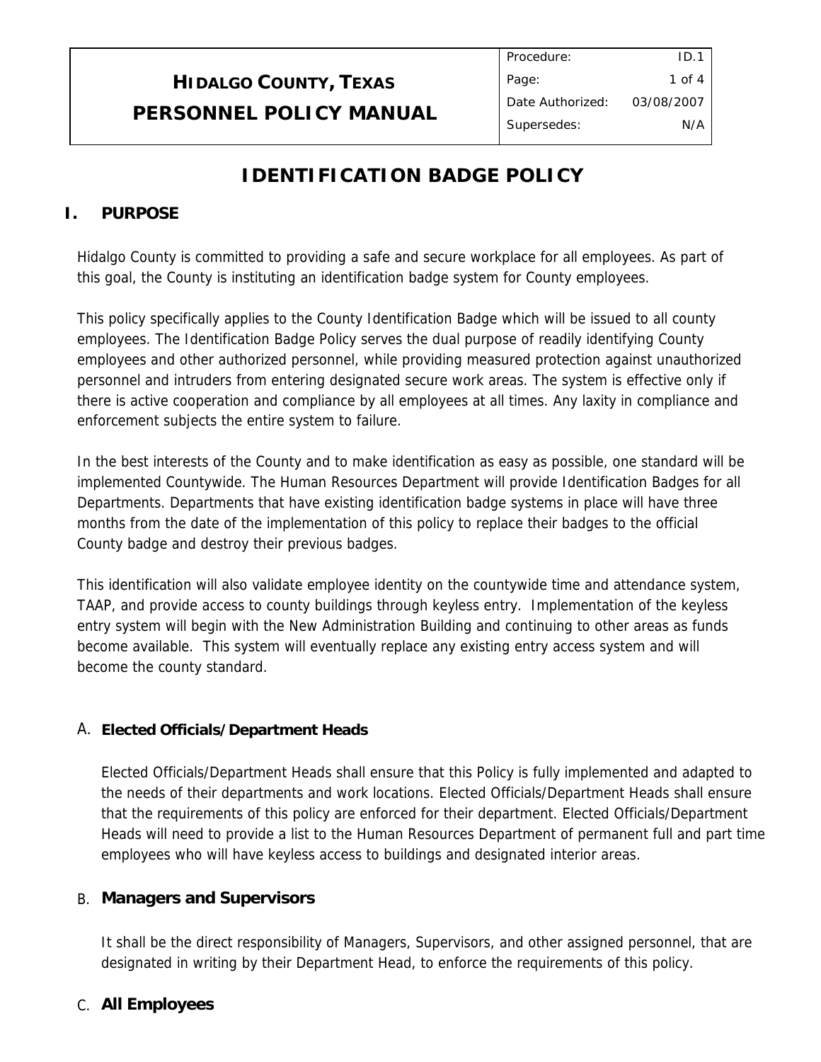# HIDALGO COUNTY, TEXAS
# PERSONNEL POLICY MANUAL

| Procedure: | ID.1 |
|---|---|
| Page: | 1 of 4 |
| Date Authorized: | 03/08/2007 |
| Supersedes: | N/A |

## IDENTIFICATION BADGE POLICY

### I. PURPOSE

Hidalgo County is committed to providing a safe and secure workplace for all employees. As part of this goal, the County is instituting an identification badge system for County employees.

This policy specifically applies to the County Identification Badge which will be issued to all county employees. The Identification Badge Policy serves the dual purpose of readily identifying County employees and other authorized personnel, while providing measured protection against unauthorized personnel and intruders from entering designated secure work areas. The system is effective only if there is active cooperation and compliance by all employees at all times. Any laxity in compliance and enforcement subjects the entire system to failure.

In the best interests of the County and to make identification as easy as possible, one standard will be implemented Countywide. The Human Resources Department will provide Identification Badges for all Departments. Departments that have existing identification badge systems in place will have three months from the date of the implementation of this policy to replace their badges to the official County badge and destroy their previous badges.

This identification will also validate employee identity on the countywide time and attendance system, TAAP, and provide access to county buildings through keyless entry. Implementation of the keyless entry system will begin with the New Administration Building and continuing to other areas as funds become available. This system will eventually replace any existing entry access system and will become the county standard.

#### A. Elected Officials/Department Heads

Elected Officials/Department Heads shall ensure that this Policy is fully implemented and adapted to the needs of their departments and work locations. Elected Officials/Department Heads shall ensure that the requirements of this policy are enforced for their department. Elected Officials/Department Heads will need to provide a list to the Human Resources Department of permanent full and part time employees who will have keyless access to buildings and designated interior areas.

#### B. Managers and Supervisors

It shall be the direct responsibility of Managers, Supervisors, and other assigned personnel, that are designated in writing by their Department Head, to enforce the requirements of this policy.

#### C. All Employees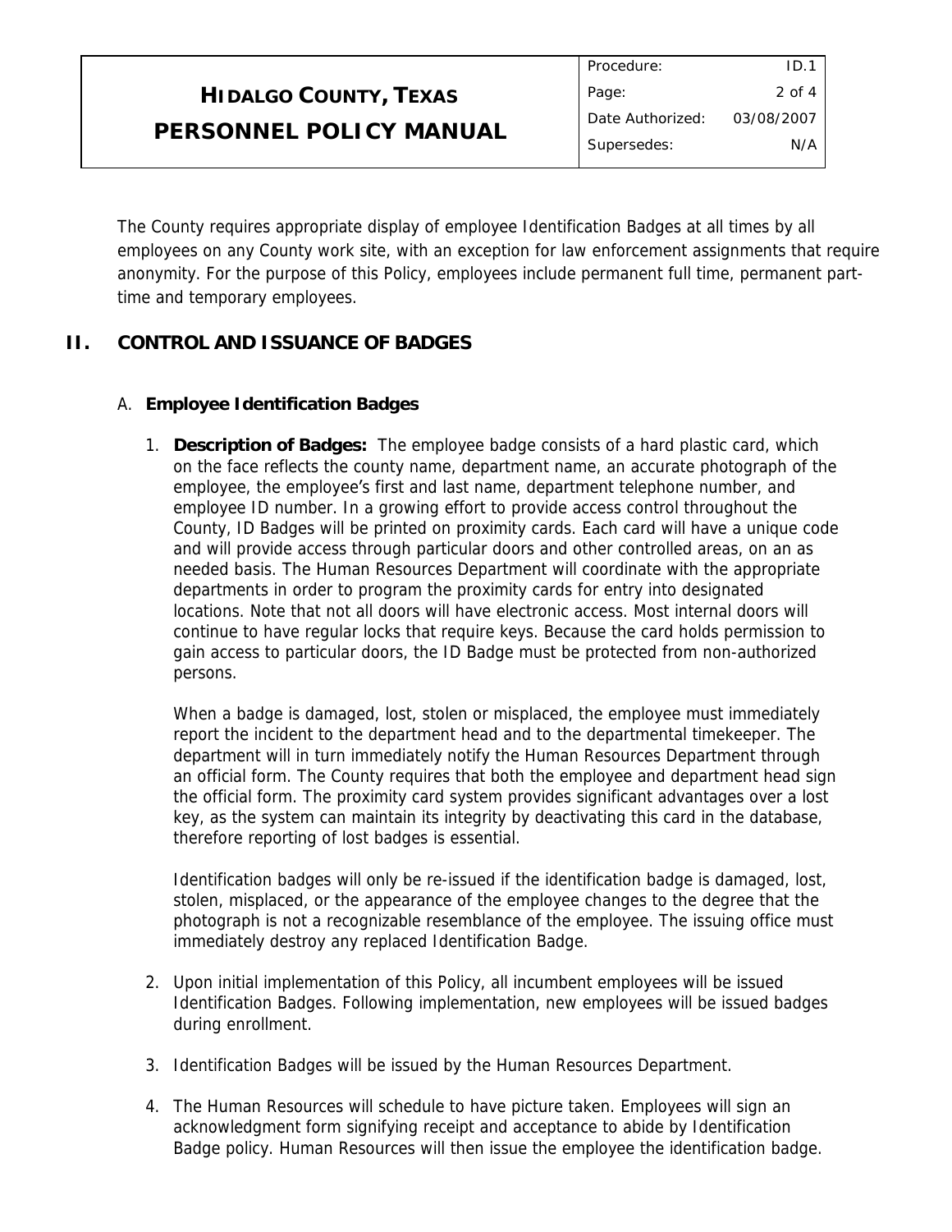The County requires appropriate display of employee Identification Badges at all times by all employees on any County work site, with an exception for law enforcement assignments that require anonymity. For the purpose of this Policy, employees include permanent full time, permanent part-time and temporary employees.

## II. CONTROL AND ISSUANCE OF BADGES

### A. Employee Identification Badges

1. **Description of Badges:** The employee badge consists of a hard plastic card, which on the face reflects the county name, department name, an accurate photograph of the employee, the employee's first and last name, department telephone number, and employee ID number. In a growing effort to provide access control throughout the County, ID Badges will be printed on proximity cards. Each card will have a unique code and will provide access through particular doors and other controlled areas, on an as needed basis. The Human Resources Department will coordinate with the appropriate departments in order to program the proximity cards for entry into designated locations. Note that not all doors will have electronic access. Most internal doors will continue to have regular locks that require keys. Because the card holds permission to gain access to particular doors, the ID Badge must be protected from non-authorized persons.

   When a badge is damaged, lost, stolen or misplaced, the employee must immediately report the incident to the department head and to the departmental timekeeper. The department will in turn immediately notify the Human Resources Department through an official form. The County requires that both the employee and department head sign the official form. The proximity card system provides significant advantages over a lost key, as the system can maintain its integrity by deactivating this card in the database, therefore reporting of lost badges is essential.

   Identification badges will only be re-issued if the identification badge is damaged, lost, stolen, misplaced, or the appearance of the employee changes to the degree that the photograph is not a recognizable resemblance of the employee. The issuing office must immediately destroy any replaced Identification Badge.

2. Upon initial implementation of this Policy, all incumbent employees will be issued Identification Badges. Following implementation, new employees will be issued badges during enrollment.

3. Identification Badges will be issued by the Human Resources Department.

4. The Human Resources will schedule to have picture taken. Employees will sign an acknowledgment form signifying receipt and acceptance to abide by Identification Badge policy. Human Resources will then issue the employee the identification badge.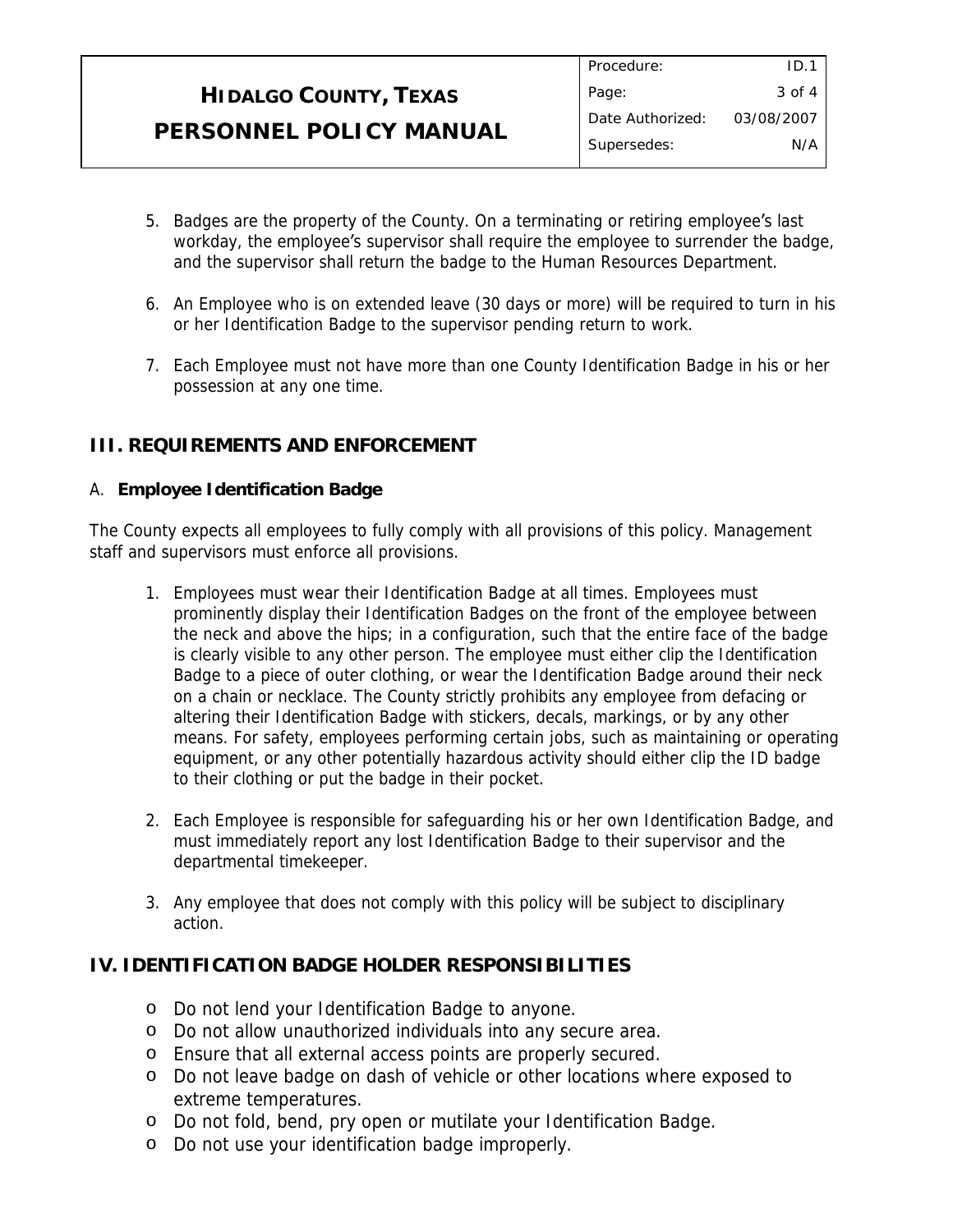5. Badges are the property of the County. On a terminating or retiring employee's last workday, the employee's supervisor shall require the employee to surrender the badge, and the supervisor shall return the badge to the Human Resources Department.

6. An Employee who is on extended leave (30 days or more) will be required to turn in his or her Identification Badge to the supervisor pending return to work.

7. Each Employee must not have more than one County Identification Badge in his or her possession at any one time.

## III. REQUIREMENTS AND ENFORCEMENT

### A. **Employee Identification Badge**

The County expects all employees to fully comply with all provisions of this policy. Management staff and supervisors must enforce all provisions.

1. Employees must wear their Identification Badge at all times. Employees must prominently display their Identification Badges on the front of the employee between the neck and above the hips; in a configuration, such that the entire face of the badge is clearly visible to any other person. The employee must either clip the Identification Badge to a piece of outer clothing, or wear the Identification Badge around their neck on a chain or necklace. The County strictly prohibits any employee from defacing or altering their Identification Badge with stickers, decals, markings, or by any other means. For safety, employees performing certain jobs, such as maintaining or operating equipment, or any other potentially hazardous activity should either clip the ID badge to their clothing or put the badge in their pocket.

2. Each Employee is responsible for safeguarding his or her own Identification Badge, and must immediately report any lost Identification Badge to their supervisor and the departmental timekeeper.

3. Any employee that does not comply with this policy will be subject to disciplinary action.

## IV. IDENTIFICATION BADGE HOLDER RESPONSIBILITIES

- Do not lend your Identification Badge to anyone.
- Do not allow unauthorized individuals into any secure area.
- Ensure that all external access points are properly secured.
- Do not leave badge on dash of vehicle or other locations where exposed to extreme temperatures.
- Do not fold, bend, pry open or mutilate your Identification Badge.
- Do not use your identification badge improperly.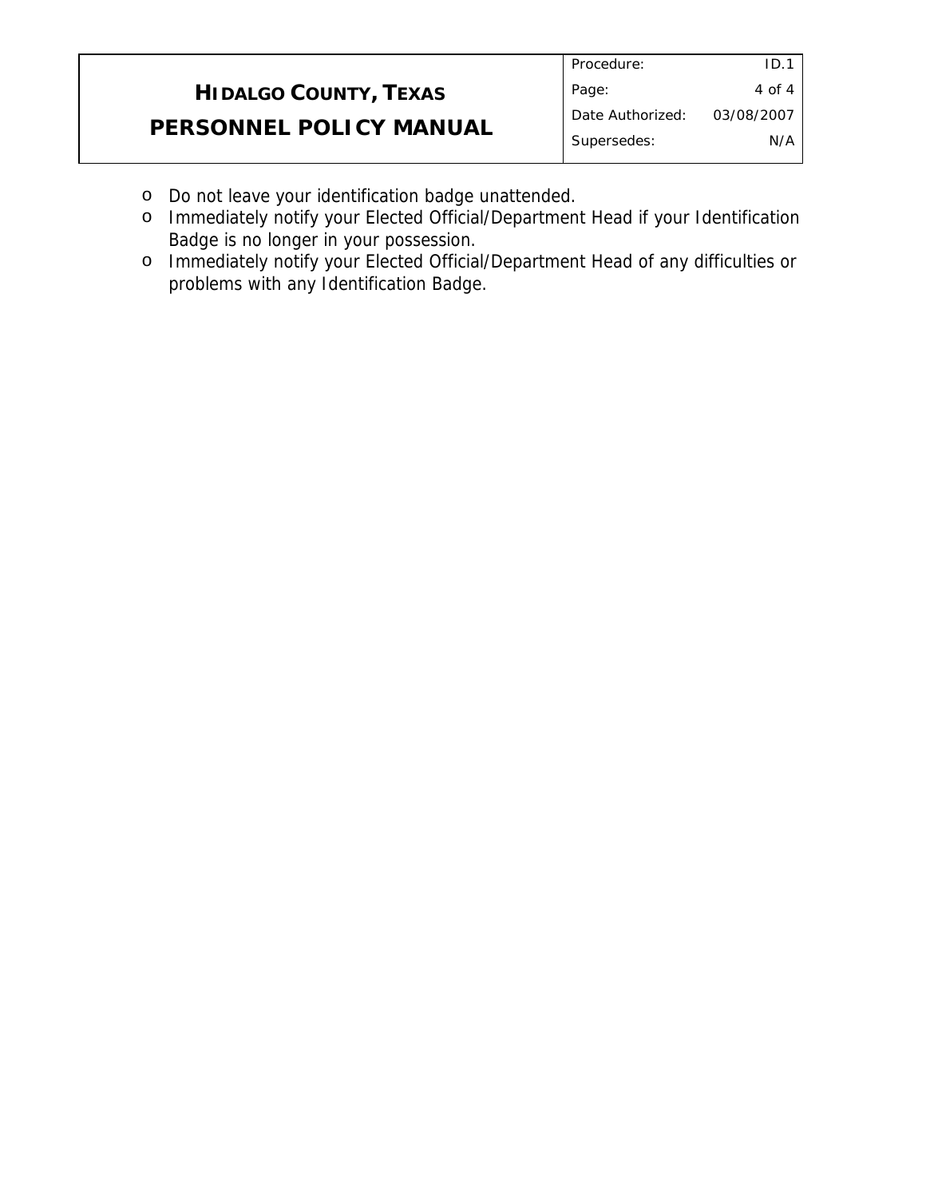- Do not leave your identification badge unattended.
- Immediately notify your Elected Official/Department Head if your Identification Badge is no longer in your possession.
- Immediately notify your Elected Official/Department Head of any difficulties or problems with any Identification Badge.